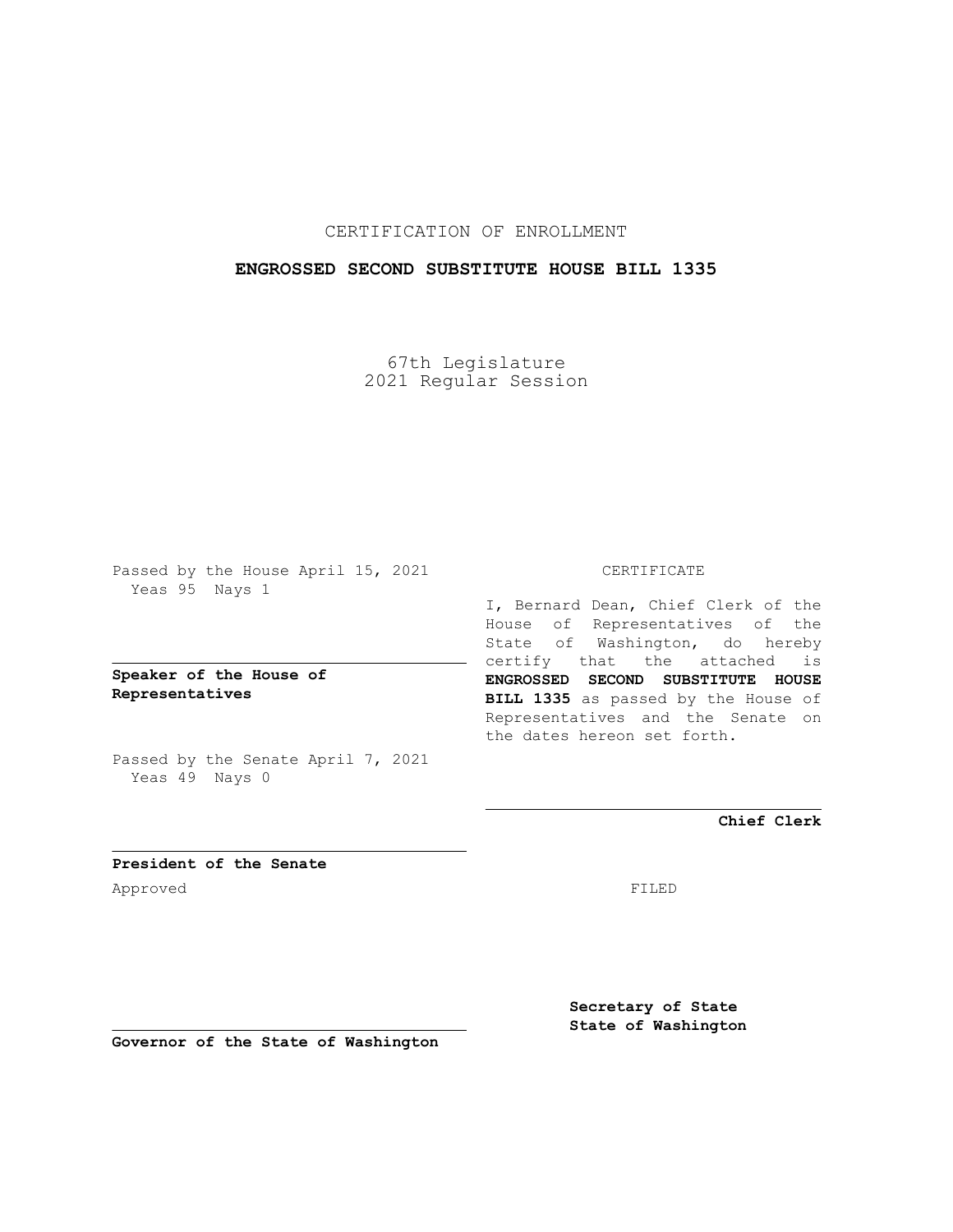CERTIFICATION OF ENROLLMENT

# ENGROSSED SECOND SUBSTITUTE HOUSE BILL 1335

67th Legislature
2021 Regular Session

Passed by the House April 15, 2021
Yeas 95 Nays 1

**Speaker of the House of Representatives**

Passed by the Senate April 7, 2021
Yeas 49 Nays 0

**President of the Senate**

Approved

**Governor of the State of Washington**

CERTIFICATE

I, Bernard Dean, Chief Clerk of the House of Representatives of the State of Washington, do hereby certify that the attached is **ENGROSSED SECOND SUBSTITUTE HOUSE BILL 1335** as passed by the House of Representatives and the Senate on the dates hereon set forth.

**Chief Clerk**

FILED

**Secretary of State**
**State of Washington**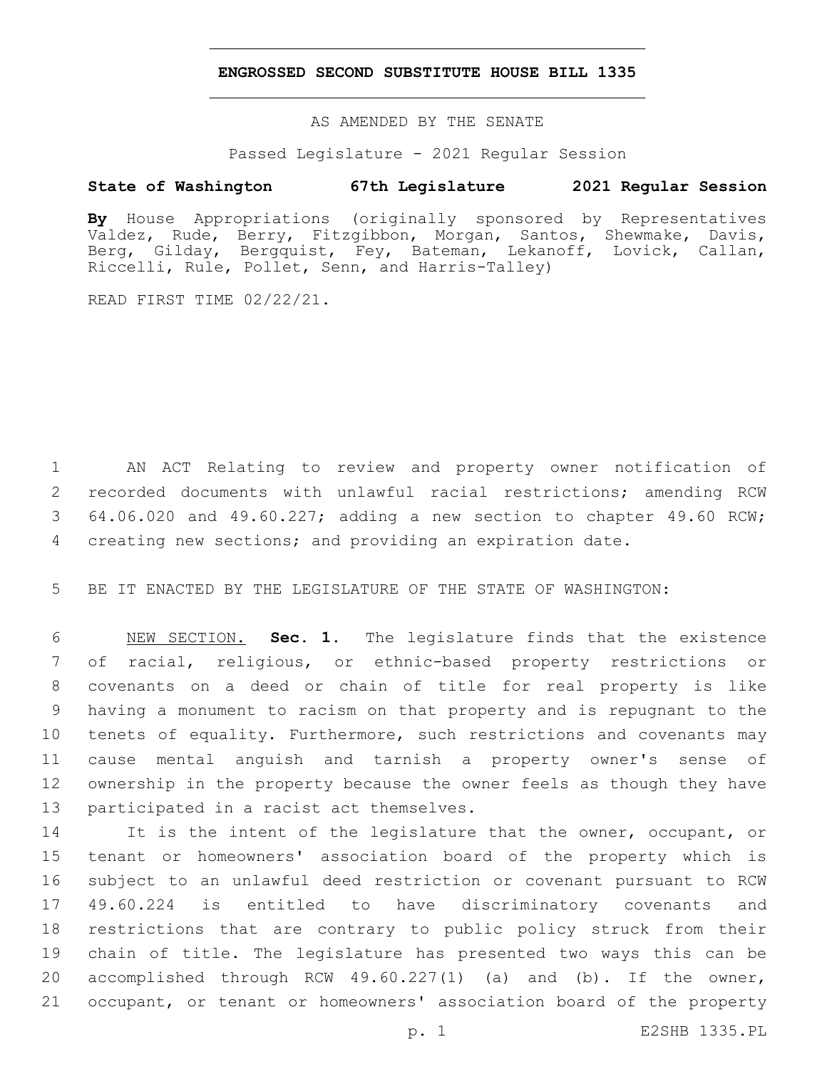# ENGROSSED SECOND SUBSTITUTE HOUSE BILL 1335

AS AMENDED BY THE SENATE

Passed Legislature - 2021 Regular Session

**State of Washington 67th Legislature 2021 Regular Session**

**By** House Appropriations (originally sponsored by Representatives Valdez, Rude, Berry, Fitzgibbon, Morgan, Santos, Shewmake, Davis, Berg, Gilday, Bergquist, Fey, Bateman, Lekanoff, Lovick, Callan, Riccelli, Rule, Pollet, Senn, and Harris-Talley)

READ FIRST TIME 02/22/21.

AN ACT Relating to review and property owner notification of recorded documents with unlawful racial restrictions; amending RCW 64.06.020 and 49.60.227; adding a new section to chapter 49.60 RCW; creating new sections; and providing an expiration date.

BE IT ENACTED BY THE LEGISLATURE OF THE STATE OF WASHINGTON:

NEW SECTION. **Sec. 1.** The legislature finds that the existence of racial, religious, or ethnic-based property restrictions or covenants on a deed or chain of title for real property is like having a monument to racism on that property and is repugnant to the tenets of equality. Furthermore, such restrictions and covenants may cause mental anguish and tarnish a property owner's sense of ownership in the property because the owner feels as though they have participated in a racist act themselves.

It is the intent of the legislature that the owner, occupant, or tenant or homeowners' association board of the property which is subject to an unlawful deed restriction or covenant pursuant to RCW 49.60.224 is entitled to have discriminatory covenants and restrictions that are contrary to public policy struck from their chain of title. The legislature has presented two ways this can be accomplished through RCW 49.60.227(1) (a) and (b). If the owner, occupant, or tenant or homeowners' association board of the property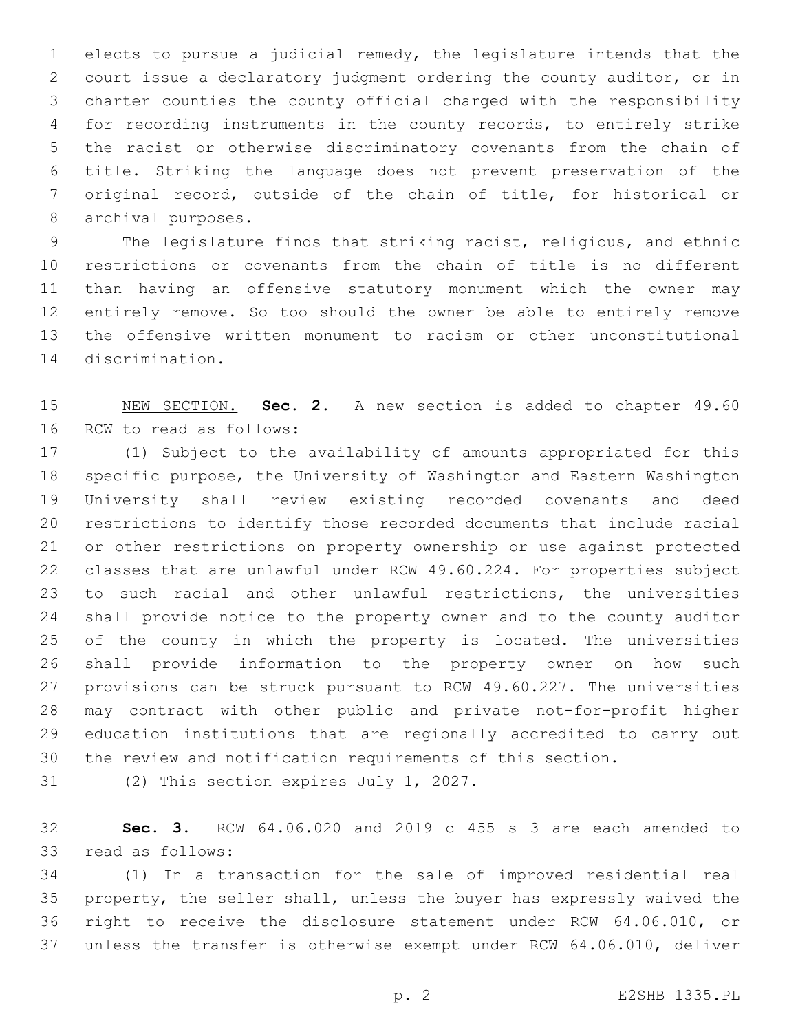elects to pursue a judicial remedy, the legislature intends that the court issue a declaratory judgment ordering the county auditor, or in charter counties the county official charged with the responsibility for recording instruments in the county records, to entirely strike the racist or otherwise discriminatory covenants from the chain of title. Striking the language does not prevent preservation of the original record, outside of the chain of title, for historical or archival purposes.

The legislature finds that striking racist, religious, and ethnic restrictions or covenants from the chain of title is no different than having an offensive statutory monument which the owner may entirely remove. So too should the owner be able to entirely remove the offensive written monument to racism or other unconstitutional discrimination.

NEW SECTION. **Sec. 2.** A new section is added to chapter 49.60 RCW to read as follows:

(1) Subject to the availability of amounts appropriated for this specific purpose, the University of Washington and Eastern Washington University shall review existing recorded covenants and deed restrictions to identify those recorded documents that include racial or other restrictions on property ownership or use against protected classes that are unlawful under RCW 49.60.224. For properties subject to such racial and other unlawful restrictions, the universities shall provide notice to the property owner and to the county auditor of the county in which the property is located. The universities shall provide information to the property owner on how such provisions can be struck pursuant to RCW 49.60.227. The universities may contract with other public and private not-for-profit higher education institutions that are regionally accredited to carry out the review and notification requirements of this section.

(2) This section expires July 1, 2027.

**Sec. 3.** RCW 64.06.020 and 2019 c 455 s 3 are each amended to read as follows:

(1) In a transaction for the sale of improved residential real property, the seller shall, unless the buyer has expressly waived the right to receive the disclosure statement under RCW 64.06.010, or unless the transfer is otherwise exempt under RCW 64.06.010, deliver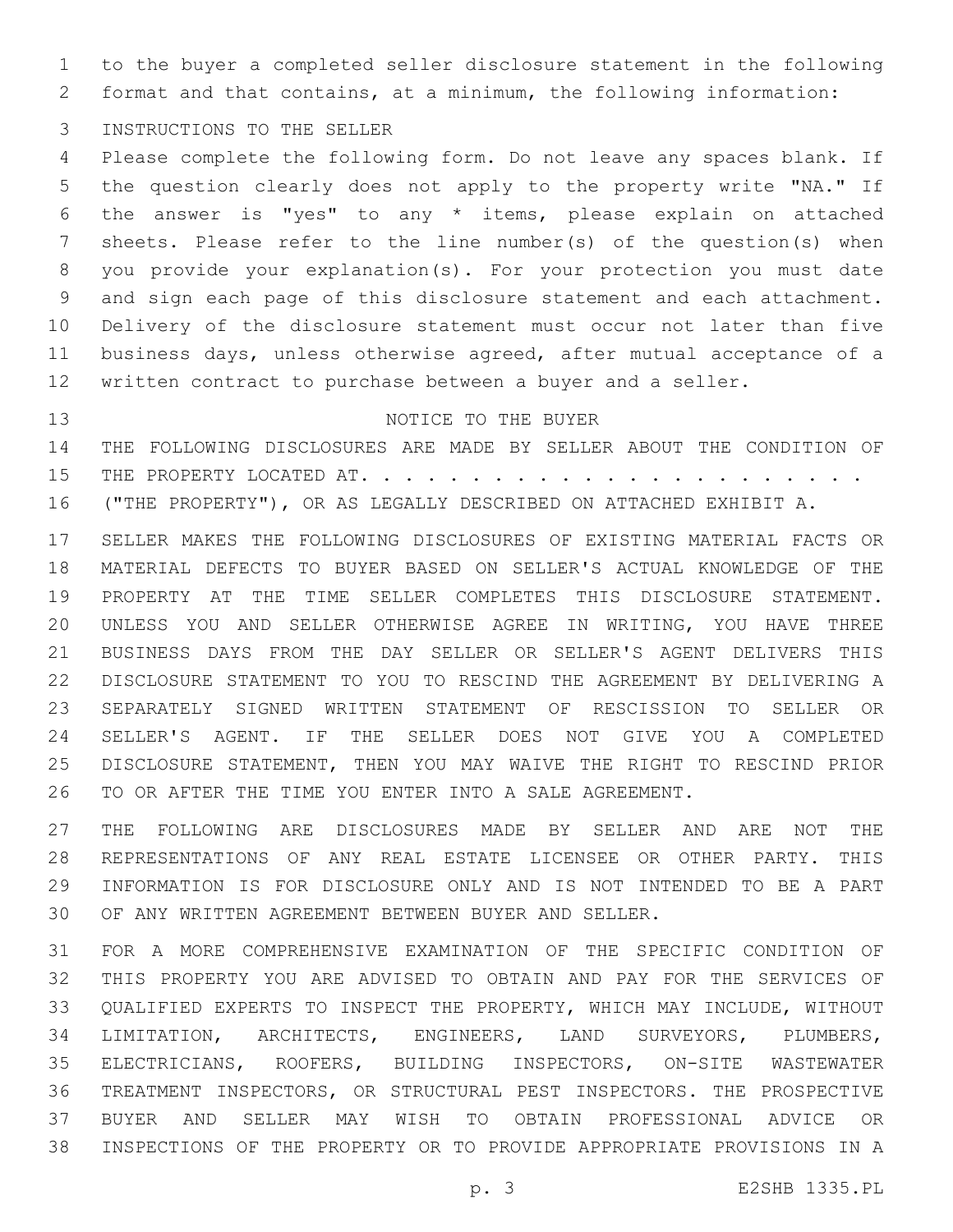to the buyer a completed seller disclosure statement in the following format and that contains, at a minimum, the following information:

INSTRUCTIONS TO THE SELLER

Please complete the following form. Do not leave any spaces blank. If the question clearly does not apply to the property write "NA." If the answer is "yes" to any * items, please explain on attached sheets. Please refer to the line number(s) of the question(s) when you provide your explanation(s). For your protection you must date and sign each page of this disclosure statement and each attachment. Delivery of the disclosure statement must occur not later than five business days, unless otherwise agreed, after mutual acceptance of a written contract to purchase between a buyer and a seller.

NOTICE TO THE BUYER

THE FOLLOWING DISCLOSURES ARE MADE BY SELLER ABOUT THE CONDITION OF THE PROPERTY LOCATED AT. . . . . . . . . . . . . . . . . . . . . . . . ("THE PROPERTY"), OR AS LEGALLY DESCRIBED ON ATTACHED EXHIBIT A.

SELLER MAKES THE FOLLOWING DISCLOSURES OF EXISTING MATERIAL FACTS OR MATERIAL DEFECTS TO BUYER BASED ON SELLER'S ACTUAL KNOWLEDGE OF THE PROPERTY AT THE TIME SELLER COMPLETES THIS DISCLOSURE STATEMENT. UNLESS YOU AND SELLER OTHERWISE AGREE IN WRITING, YOU HAVE THREE BUSINESS DAYS FROM THE DAY SELLER OR SELLER'S AGENT DELIVERS THIS DISCLOSURE STATEMENT TO YOU TO RESCIND THE AGREEMENT BY DELIVERING A SEPARATELY SIGNED WRITTEN STATEMENT OF RESCISSION TO SELLER OR SELLER'S AGENT. IF THE SELLER DOES NOT GIVE YOU A COMPLETED DISCLOSURE STATEMENT, THEN YOU MAY WAIVE THE RIGHT TO RESCIND PRIOR TO OR AFTER THE TIME YOU ENTER INTO A SALE AGREEMENT.

THE FOLLOWING ARE DISCLOSURES MADE BY SELLER AND ARE NOT THE REPRESENTATIONS OF ANY REAL ESTATE LICENSEE OR OTHER PARTY. THIS INFORMATION IS FOR DISCLOSURE ONLY AND IS NOT INTENDED TO BE A PART OF ANY WRITTEN AGREEMENT BETWEEN BUYER AND SELLER.

FOR A MORE COMPREHENSIVE EXAMINATION OF THE SPECIFIC CONDITION OF THIS PROPERTY YOU ARE ADVISED TO OBTAIN AND PAY FOR THE SERVICES OF QUALIFIED EXPERTS TO INSPECT THE PROPERTY, WHICH MAY INCLUDE, WITHOUT LIMITATION, ARCHITECTS, ENGINEERS, LAND SURVEYORS, PLUMBERS, ELECTRICIANS, ROOFERS, BUILDING INSPECTORS, ON-SITE WASTEWATER TREATMENT INSPECTORS, OR STRUCTURAL PEST INSPECTORS. THE PROSPECTIVE BUYER AND SELLER MAY WISH TO OBTAIN PROFESSIONAL ADVICE OR INSPECTIONS OF THE PROPERTY OR TO PROVIDE APPROPRIATE PROVISIONS IN A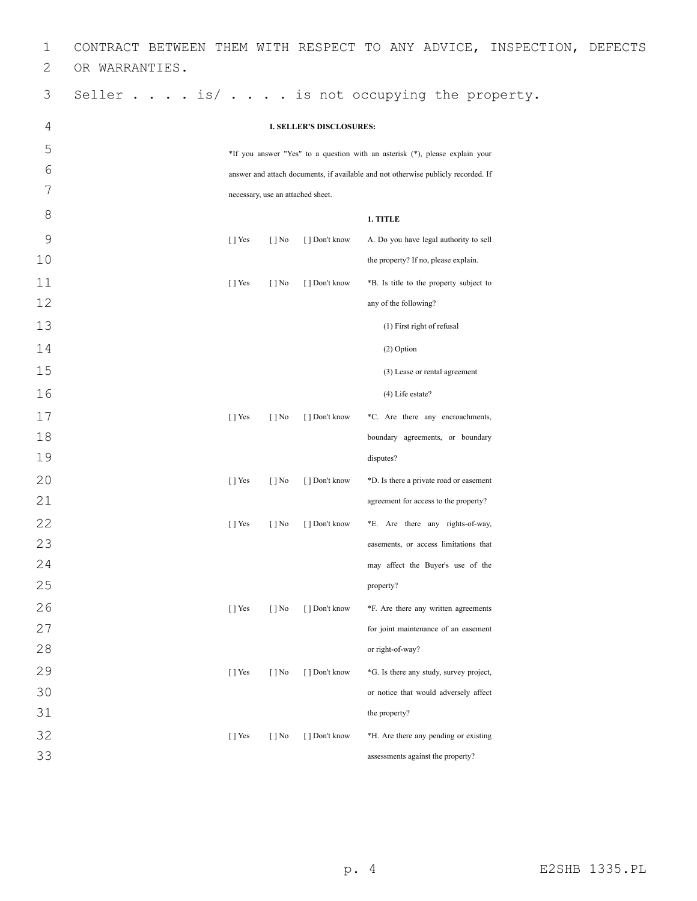CONTRACT BETWEEN THEM WITH RESPECT TO ANY ADVICE, INSPECTION, DEFECTS OR WARRANTIES.

Seller . . . . is/ . . . . is not occupying the property.

### I. SELLER'S DISCLOSURES:

*If you answer "Yes" to a question with an asterisk (*), please explain your answer and attach documents, if available and not otherwise publicly recorded. If necessary, use an attached sheet.

#### 1. TITLE

| | | | |
|---|---|---|---|
| [ ] Yes | [ ] No | [ ] Don't know | A. Do you have legal authority to sell the property? If no, please explain. |
| [ ] Yes | [ ] No | [ ] Don't know | *B. Is title to the property subject to any of the following?<br>(1) First right of refusal<br>(2) Option<br>(3) Lease or rental agreement<br>(4) Life estate? |
| [ ] Yes | [ ] No | [ ] Don't know | *C. Are there any encroachments, boundary agreements, or boundary disputes? |
| [ ] Yes | [ ] No | [ ] Don't know | *D. Is there a private road or easement agreement for access to the property? |
| [ ] Yes | [ ] No | [ ] Don't know | *E. Are there any rights-of-way, easements, or access limitations that may affect the Buyer's use of the property? |
| [ ] Yes | [ ] No | [ ] Don't know | *F. Are there any written agreements for joint maintenance of an easement or right-of-way? |
| [ ] Yes | [ ] No | [ ] Don't know | *G. Is there any study, survey project, or notice that would adversely affect the property? |
| [ ] Yes | [ ] No | [ ] Don't know | *H. Are there any pending or existing assessments against the property? |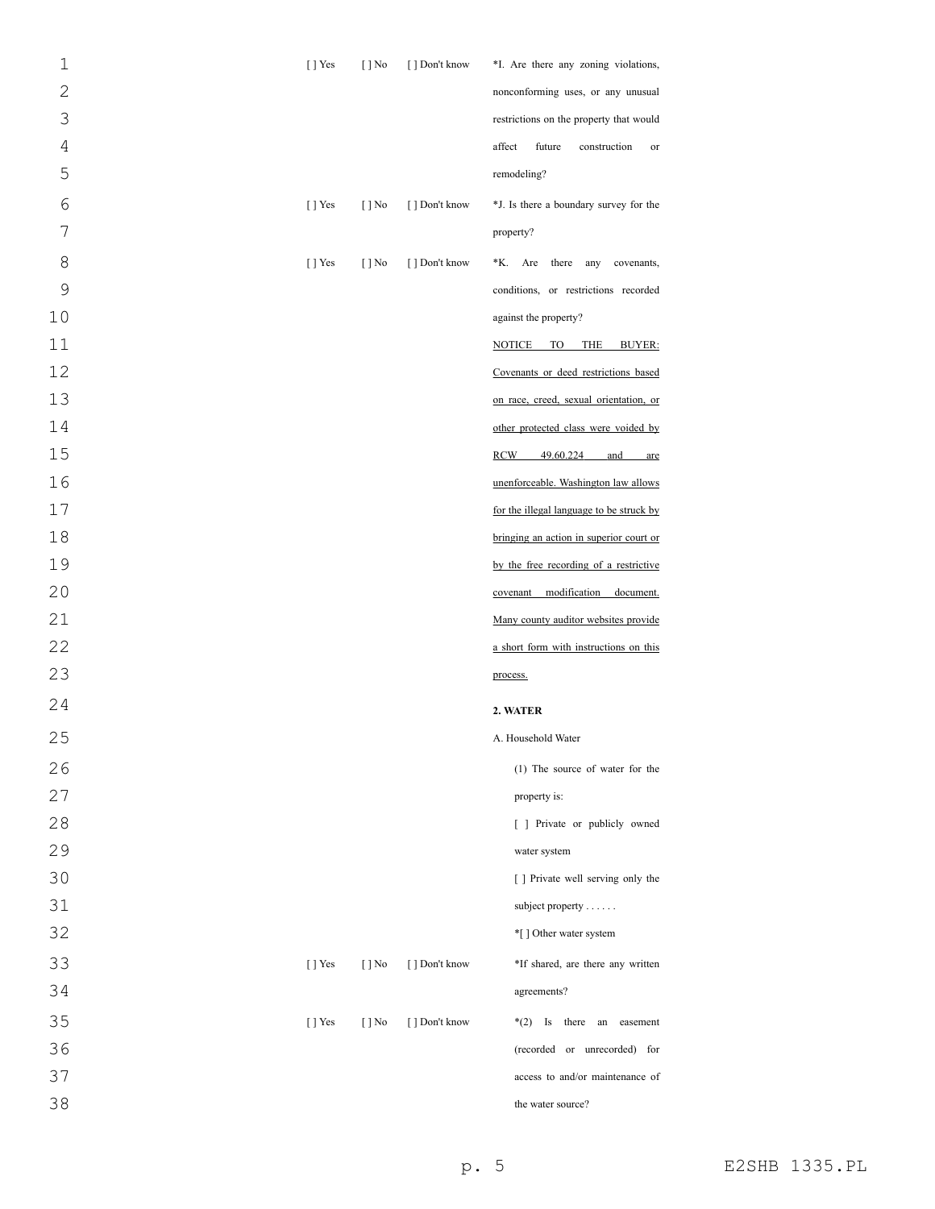| | | | |
|---|---|---|---|
| [ ] Yes | [ ] No | [ ] Don't know | *I. Are there any zoning violations, nonconforming uses, or any unusual restrictions on the property that would affect future construction or remodeling? |
| [ ] Yes | [ ] No | [ ] Don't know | *J. Is there a boundary survey for the property? |
| [ ] Yes | [ ] No | [ ] Don't know | *K. Are there any covenants, conditions, or restrictions recorded against the property? |
| | | | <u>NOTICE TO THE BUYER: Covenants or deed restrictions based on race, creed, sexual orientation, or other protected class were voided by RCW 49.60.224 and are unenforceable. Washington law allows for the illegal language to be struck by bringing an action in superior court or by the free recording of a restrictive covenant modification document. Many county auditor websites provide a short form with instructions on this process.</u> |

**2. WATER**

A. Household Water

(1) The source of water for the property is:

[ ] Private or publicly owned water system

[ ] Private well serving only the subject property . . . . . .

*[ ] Other water system

| | | | |
|---|---|---|---|
| [ ] Yes | [ ] No | [ ] Don't know | *If shared, are there any written agreements? |
| [ ] Yes | [ ] No | [ ] Don't know | *(2) Is there an easement (recorded or unrecorded) for access to and/or maintenance of the water source? |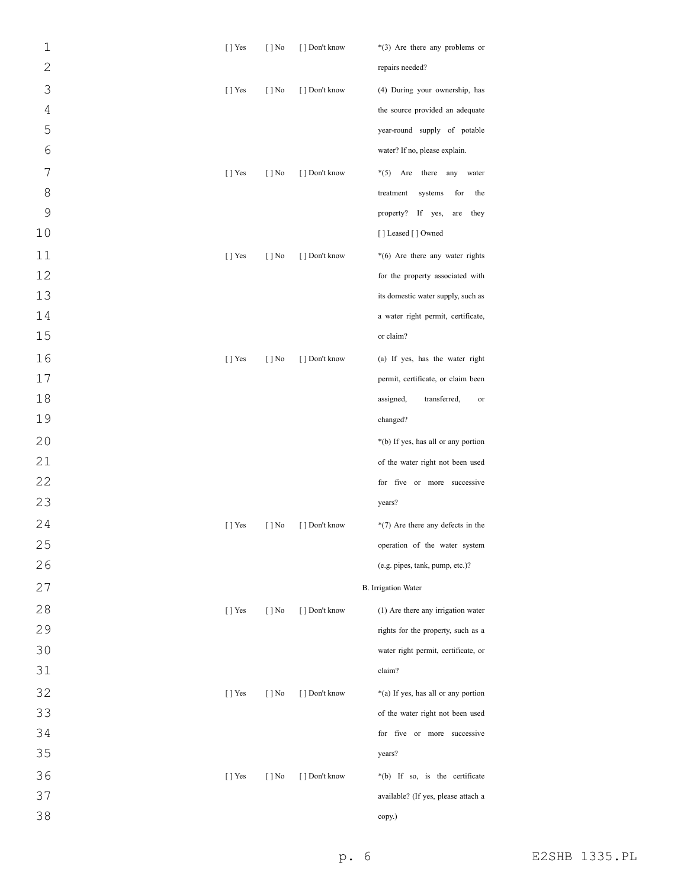| | | | |
|---|---|---|---|
| [ ] Yes | [ ] No | [ ] Don't know | *(3) Are there any problems or repairs needed? |
| [ ] Yes | [ ] No | [ ] Don't know | (4) During your ownership, has the source provided an adequate year-round supply of potable water? If no, please explain. |
| [ ] Yes | [ ] No | [ ] Don't know | *(5) Are there any water treatment systems for the property? If yes, are they [ ] Leased [ ] Owned |
| [ ] Yes | [ ] No | [ ] Don't know | *(6) Are there any water rights for the property associated with its domestic water supply, such as a water right permit, certificate, or claim? |
| [ ] Yes | [ ] No | [ ] Don't know | (a) If yes, has the water right permit, certificate, or claim been assigned, transferred, or changed? |
| | | | *(b) If yes, has all or any portion of the water right not been used for five or more successive years? |
| [ ] Yes | [ ] No | [ ] Don't know | *(7) Are there any defects in the operation of the water system (e.g. pipes, tank, pump, etc.)? |

B. Irrigation Water

| | | | |
|---|---|---|---|
| [ ] Yes | [ ] No | [ ] Don't know | (1) Are there any irrigation water rights for the property, such as a water right permit, certificate, or claim? |
| [ ] Yes | [ ] No | [ ] Don't know | *(a) If yes, has all or any portion of the water right not been used for five or more successive years? |
| [ ] Yes | [ ] No | [ ] Don't know | *(b) If so, is the certificate available? (If yes, please attach a copy.) |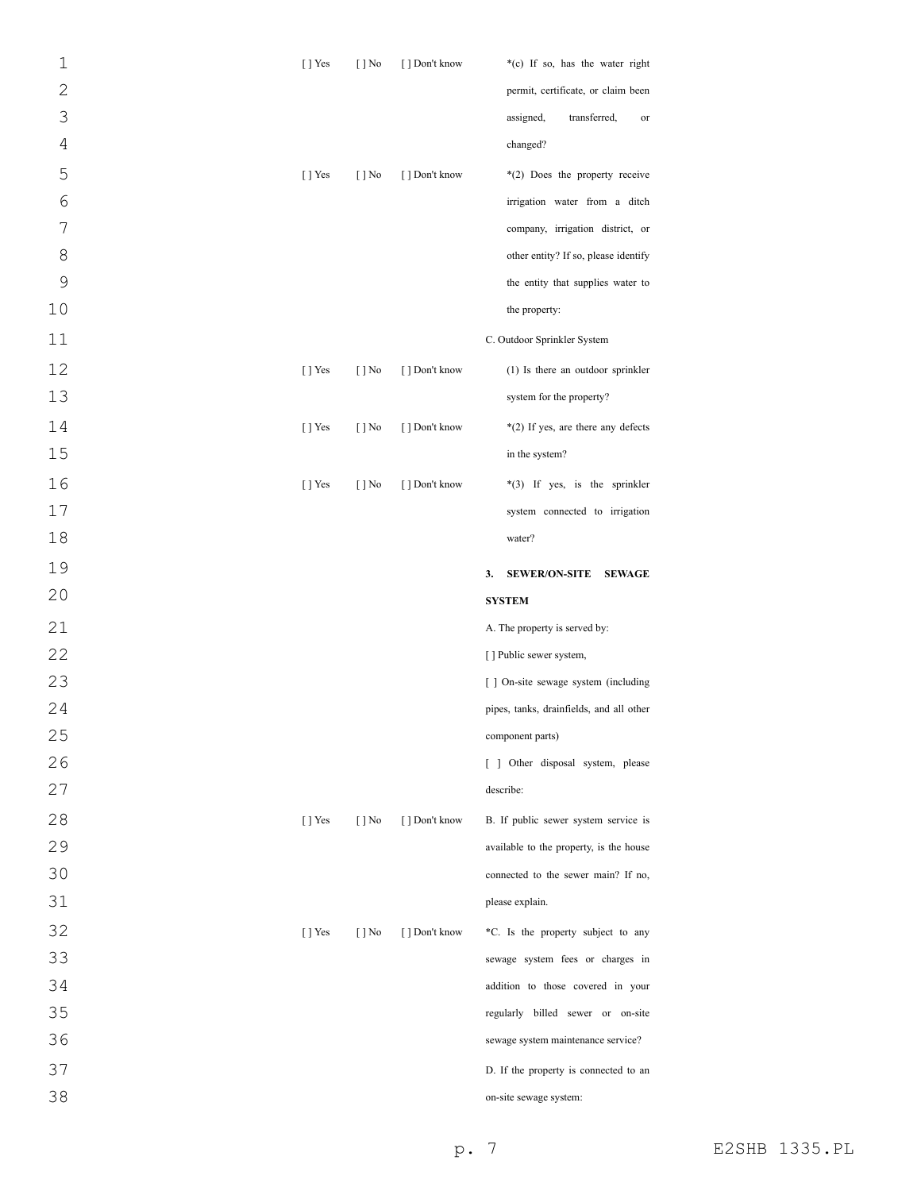| | | | |
|---|---|---|---|
| [ ] Yes | [ ] No | [ ] Don't know | *(c) If so, has the water right permit, certificate, or claim been assigned, transferred, or changed? |
| [ ] Yes | [ ] No | [ ] Don't know | *(2) Does the property receive irrigation water from a ditch company, irrigation district, or other entity? If so, please identify the entity that supplies water to the property: |
| | | | C. Outdoor Sprinkler System |
| [ ] Yes | [ ] No | [ ] Don't know | (1) Is there an outdoor sprinkler system for the property? |
| [ ] Yes | [ ] No | [ ] Don't know | *(2) If yes, are there any defects in the system? |
| [ ] Yes | [ ] No | [ ] Don't know | *(3) If yes, is the sprinkler system connected to irrigation water? |
| | | | **3. SEWER/ON-SITE SEWAGE SYSTEM** |
| | | | A. The property is served by:<br>[ ] Public sewer system,<br>[ ] On-site sewage system (including pipes, tanks, drainfields, and all other component parts)<br>[ ] Other disposal system, please describe: |
| [ ] Yes | [ ] No | [ ] Don't know | B. If public sewer system service is available to the property, is the house connected to the sewer main? If no, please explain. |
| [ ] Yes | [ ] No | [ ] Don't know | *C. Is the property subject to any sewage system fees or charges in addition to those covered in your regularly billed sewer or on-site sewage system maintenance service? |
| | | | D. If the property is connected to an on-site sewage system: |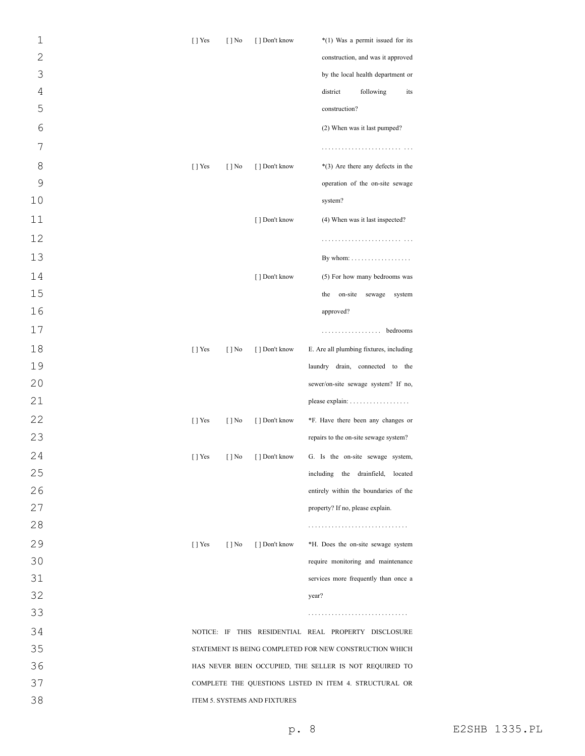| | | | |
|---|---|---|---|
| [ ] Yes | [ ] No | [ ] Don't know | *(1) Was a permit issued for its construction, and was it approved by the local health department or district following its construction? |
| | | | (2) When was it last pumped? |
| | | | . . . . . . . . . . . . . . . . . . . . . . . . . . . |
| [ ] Yes | [ ] No | [ ] Don't know | *(3) Are there any defects in the operation of the on-site sewage system? |
| | | [ ] Don't know | (4) When was it last inspected? |
| | | | . . . . . . . . . . . . . . . . . . . . . . . . . . . |
| | | | By whom: . . . . . . . . . . . . . . . . . . |
| | | [ ] Don't know | (5) For how many bedrooms was the on-site sewage system approved? |
| | | | . . . . . . . . . . . . . . . . . . bedrooms |
| [ ] Yes | [ ] No | [ ] Don't know | E. Are all plumbing fixtures, including laundry drain, connected to the sewer/on-site sewage system? If no, please explain: . . . . . . . . . . . . . . . . . . |
| [ ] Yes | [ ] No | [ ] Don't know | *F. Have there been any changes or repairs to the on-site sewage system? |
| [ ] Yes | [ ] No | [ ] Don't know | G. Is the on-site sewage system, including the drainfield, located entirely within the boundaries of the property? If no, please explain. |
| | | | . . . . . . . . . . . . . . . . . . . . . . . . . . . . . . |
| [ ] Yes | [ ] No | [ ] Don't know | *H. Does the on-site sewage system require monitoring and maintenance services more frequently than once a year? |
| | | | . . . . . . . . . . . . . . . . . . . . . . . . . . . . . . |

NOTICE: IF THIS RESIDENTIAL REAL PROPERTY DISCLOSURE STATEMENT IS BEING COMPLETED FOR NEW CONSTRUCTION WHICH HAS NEVER BEEN OCCUPIED, THE SELLER IS NOT REQUIRED TO COMPLETE THE QUESTIONS LISTED IN ITEM 4. STRUCTURAL OR ITEM 5. SYSTEMS AND FIXTURES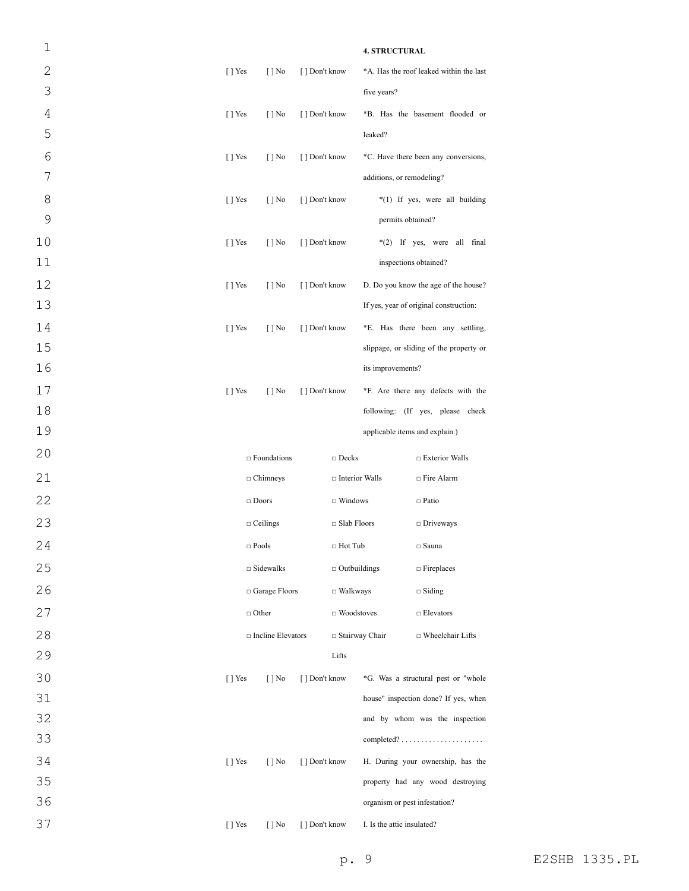**4. STRUCTURAL**

| | | | |
|---|---|---|---|
| [ ] Yes | [ ] No | [ ] Don't know | *A. Has the roof leaked within the last five years? |
| [ ] Yes | [ ] No | [ ] Don't know | *B. Has the basement flooded or leaked? |
| [ ] Yes | [ ] No | [ ] Don't know | *C. Have there been any conversions, additions, or remodeling? |
| [ ] Yes | [ ] No | [ ] Don't know | *(1) If yes, were all building permits obtained? |
| [ ] Yes | [ ] No | [ ] Don't know | *(2) If yes, were all final inspections obtained? |
| [ ] Yes | [ ] No | [ ] Don't know | D. Do you know the age of the house? If yes, year of original construction: |
| [ ] Yes | [ ] No | [ ] Don't know | *E. Has there been any settling, slippage, or sliding of the property or its improvements? |
| [ ] Yes | [ ] No | [ ] Don't know | *F. Are there any defects with the following: (If yes, please check applicable items and explain.) |

| | | |
|---|---|---|
| □ Foundations | □ Decks | □ Exterior Walls |
| □ Chimneys | □ Interior Walls | □ Fire Alarm |
| □ Doors | □ Windows | □ Patio |
| □ Ceilings | □ Slab Floors | □ Driveways |
| □ Pools | □ Hot Tub | □ Sauna |
| □ Sidewalks | □ Outbuildings | □ Fireplaces |
| □ Garage Floors | □ Walkways | □ Siding |
| □ Other | □ Woodstoves | □ Elevators |
| □ Incline Elevators | □ Stairway Chair Lifts | □ Wheelchair Lifts |

| | | | |
|---|---|---|---|
| [ ] Yes | [ ] No | [ ] Don't know | *G. Was a structural pest or "whole house" inspection done? If yes, when and by whom was the inspection completed? . . . . . . . . . . . . . . . . . . . . . |
| [ ] Yes | [ ] No | [ ] Don't know | H. During your ownership, has the property had any wood destroying organism or pest infestation? |
| [ ] Yes | [ ] No | [ ] Don't know | I. Is the attic insulated? |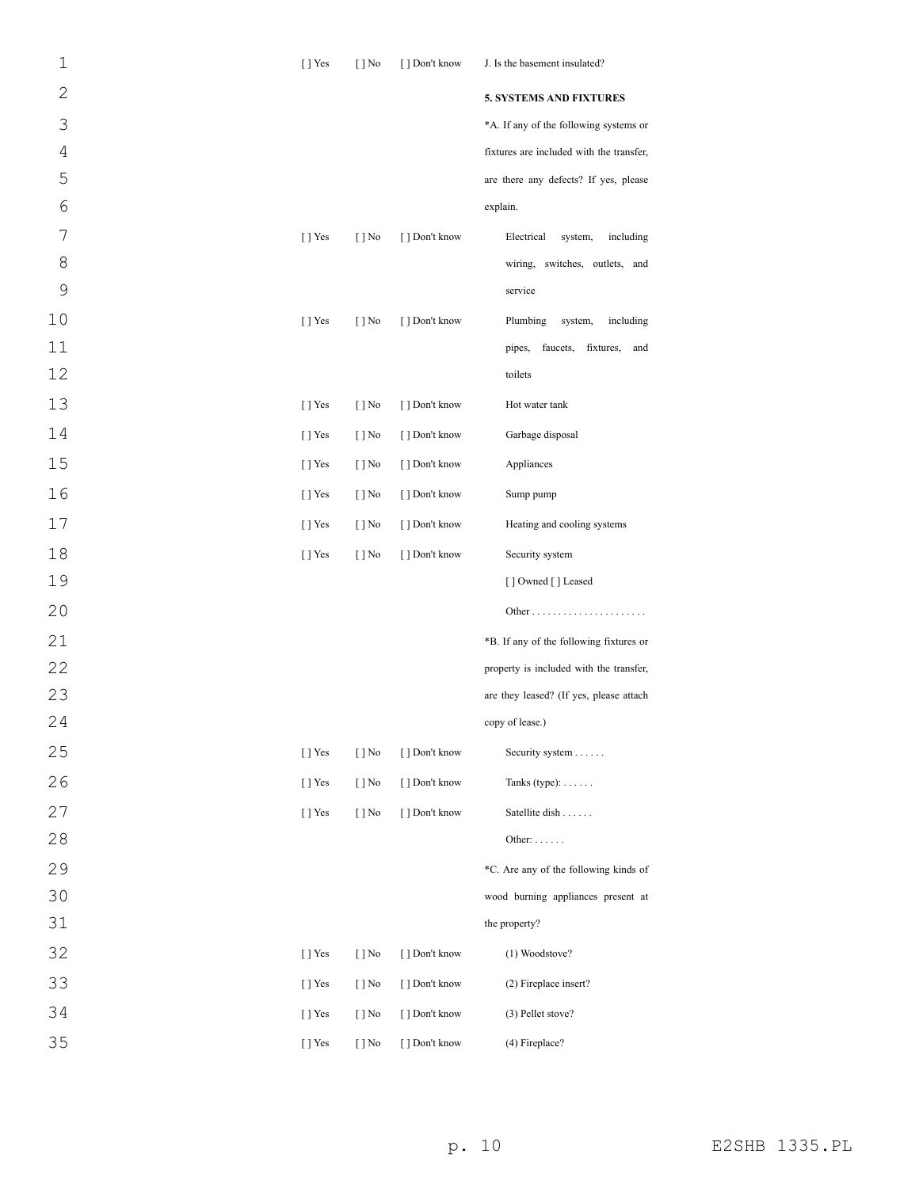[ ] Yes [ ] No [ ] Don't know J. Is the basement insulated?

**5. SYSTEMS AND FIXTURES**

*A. If any of the following systems or fixtures are included with the transfer, are there any defects? If yes, please explain.

[ ] Yes [ ] No [ ] Don't know Electrical system, including wiring, switches, outlets, and service

[ ] Yes [ ] No [ ] Don't know Plumbing system, including pipes, faucets, fixtures, and toilets

[ ] Yes [ ] No [ ] Don't know Hot water tank

[ ] Yes [ ] No [ ] Don't know Garbage disposal

[ ] Yes [ ] No [ ] Don't know Appliances

[ ] Yes [ ] No [ ] Don't know Sump pump

[ ] Yes [ ] No [ ] Don't know Heating and cooling systems

[ ] Yes [ ] No [ ] Don't know Security system

[ ] Owned [ ] Leased

Other . . . . . . . . . . . . . . . . . . . . . .

*B. If any of the following fixtures or property is included with the transfer, are they leased? (If yes, please attach copy of lease.)

[ ] Yes [ ] No [ ] Don't know Security system . . . . . .

[ ] Yes [ ] No [ ] Don't know Tanks (type): . . . . . .

[ ] Yes [ ] No [ ] Don't know Satellite dish . . . . . .

Other: . . . . . .

*C. Are any of the following kinds of wood burning appliances present at the property?

[ ] Yes [ ] No [ ] Don't know (1) Woodstove?

[ ] Yes [ ] No [ ] Don't know (2) Fireplace insert?

[ ] Yes [ ] No [ ] Don't know (3) Pellet stove?

[ ] Yes [ ] No [ ] Don't know (4) Fireplace?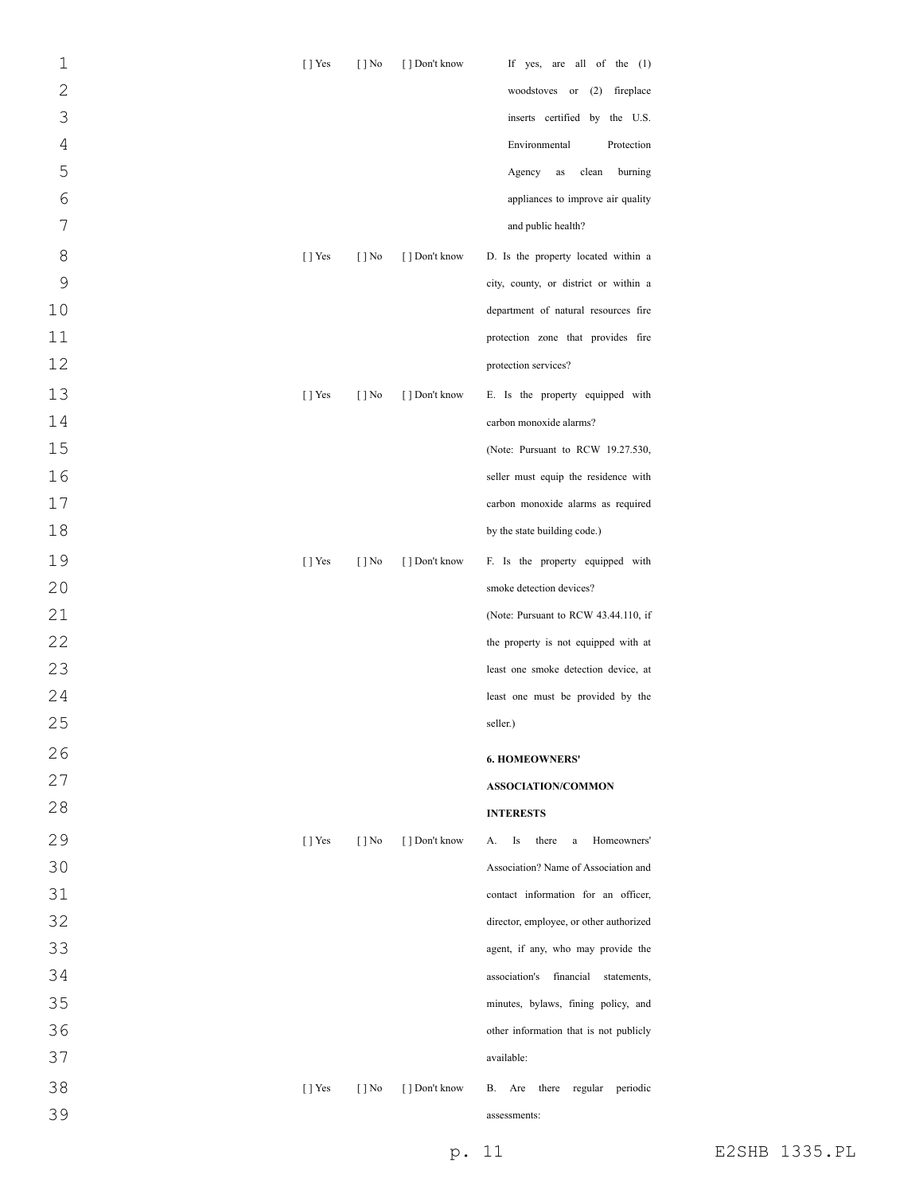| | | | |
|---|---|---|---|
| [ ] Yes | [ ] No | [ ] Don't know | If yes, are all of the (1) woodstoves or (2) fireplace inserts certified by the U.S. Environmental Protection Agency as clean burning appliances to improve air quality and public health? |
| [ ] Yes | [ ] No | [ ] Don't know | D. Is the property located within a city, county, or district or within a department of natural resources fire protection zone that provides fire protection services? |
| [ ] Yes | [ ] No | [ ] Don't know | E. Is the property equipped with carbon monoxide alarms? (Note: Pursuant to RCW 19.27.530, seller must equip the residence with carbon monoxide alarms as required by the state building code.) |
| [ ] Yes | [ ] No | [ ] Don't know | F. Is the property equipped with smoke detection devices? (Note: Pursuant to RCW 43.44.110, if the property is not equipped with at least one smoke detection device, at least one must be provided by the seller.) |
| | | | **6. HOMEOWNERS' ASSOCIATION/COMMON INTERESTS** |
| [ ] Yes | [ ] No | [ ] Don't know | A. Is there a Homeowners' Association? Name of Association and contact information for an officer, director, employee, or other authorized agent, if any, who may provide the association's financial statements, minutes, bylaws, fining policy, and other information that is not publicly available: |
| [ ] Yes | [ ] No | [ ] Don't know | B. Are there regular periodic assessments: |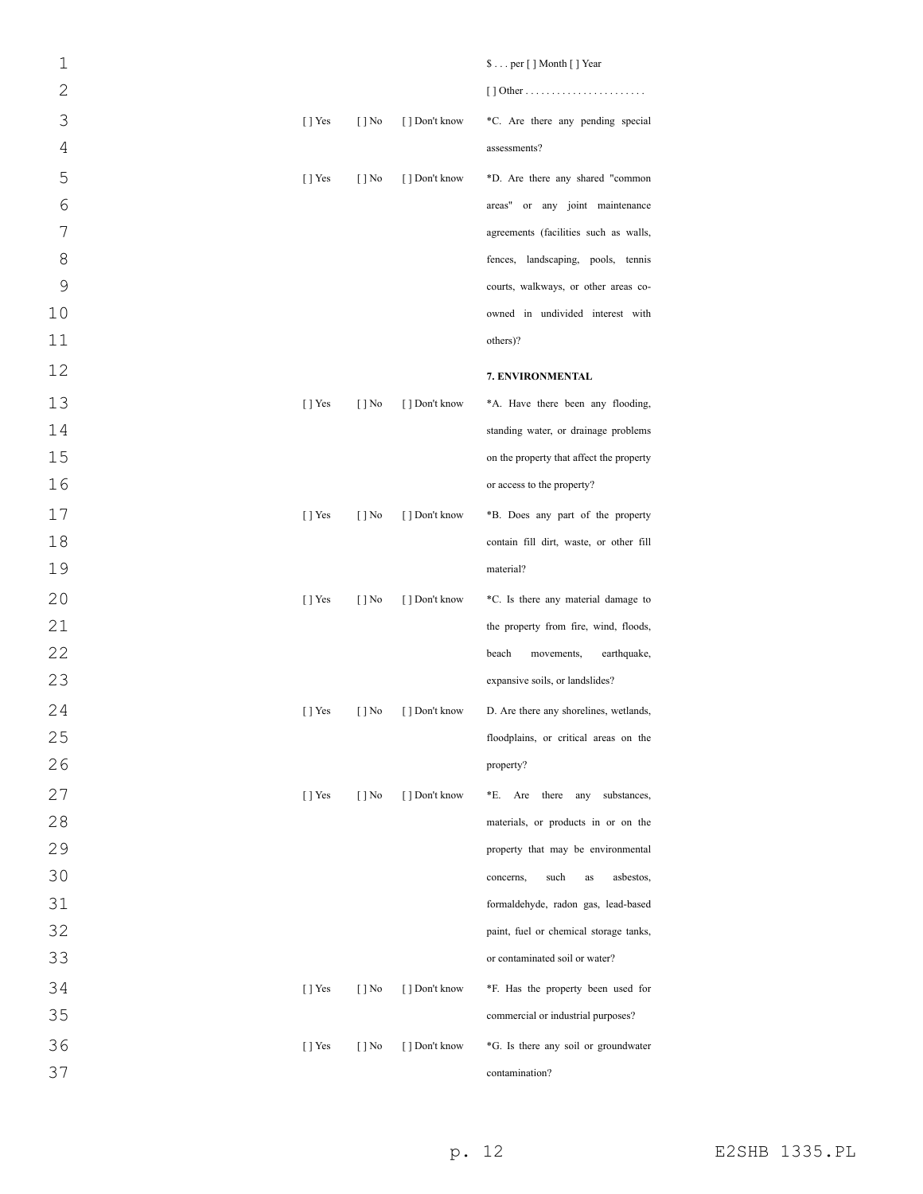$ . . . per [ ] Month [ ] Year

[ ] Other . . . . . . . . . . . . . . . . . . . . . . .

| | | | |
|---|---|---|---|
| [ ] Yes | [ ] No | [ ] Don't know | *C. Are there any pending special assessments? |
| [ ] Yes | [ ] No | [ ] Don't know | *D. Are there any shared "common areas" or any joint maintenance agreements (facilities such as walls, fences, landscaping, pools, tennis courts, walkways, or other areas co-owned in undivided interest with others)? |

**7. ENVIRONMENTAL**

| | | | |
|---|---|---|---|
| [ ] Yes | [ ] No | [ ] Don't know | *A. Have there been any flooding, standing water, or drainage problems on the property that affect the property or access to the property? |
| [ ] Yes | [ ] No | [ ] Don't know | *B. Does any part of the property contain fill dirt, waste, or other fill material? |
| [ ] Yes | [ ] No | [ ] Don't know | *C. Is there any material damage to the property from fire, wind, floods, beach movements, earthquake, expansive soils, or landslides? |
| [ ] Yes | [ ] No | [ ] Don't know | D. Are there any shorelines, wetlands, floodplains, or critical areas on the property? |
| [ ] Yes | [ ] No | [ ] Don't know | *E. Are there any substances, materials, or products in or on the property that may be environmental concerns, such as asbestos, formaldehyde, radon gas, lead-based paint, fuel or chemical storage tanks, or contaminated soil or water? |
| [ ] Yes | [ ] No | [ ] Don't know | *F. Has the property been used for commercial or industrial purposes? |
| [ ] Yes | [ ] No | [ ] Don't know | *G. Is there any soil or groundwater contamination? |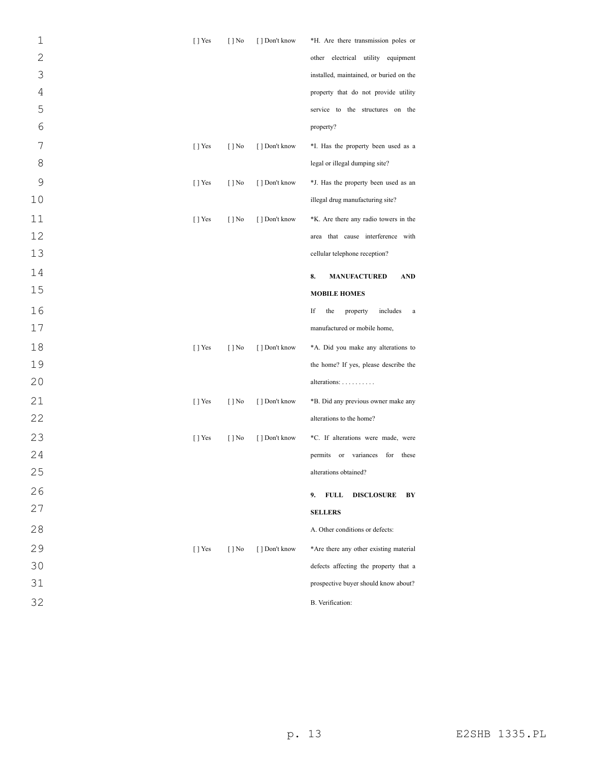| | | | |
|---|---|---|---|
| [ ] Yes | [ ] No | [ ] Don't know | *H. Are there transmission poles or other electrical utility equipment installed, maintained, or buried on the property that do not provide utility service to the structures on the property? |
| [ ] Yes | [ ] No | [ ] Don't know | *I. Has the property been used as a legal or illegal dumping site? |
| [ ] Yes | [ ] No | [ ] Don't know | *J. Has the property been used as an illegal drug manufacturing site? |
| [ ] Yes | [ ] No | [ ] Don't know | *K. Are there any radio towers in the area that cause interference with cellular telephone reception? |

**8. MANUFACTURED AND MOBILE HOMES**

If the property includes a manufactured or mobile home,

| | | | |
|---|---|---|---|
| [ ] Yes | [ ] No | [ ] Don't know | *A. Did you make any alterations to the home? If yes, please describe the alterations: . . . . . . . . . . |
| [ ] Yes | [ ] No | [ ] Don't know | *B. Did any previous owner make any alterations to the home? |
| [ ] Yes | [ ] No | [ ] Don't know | *C. If alterations were made, were permits or variances for these alterations obtained? |

**9. FULL DISCLOSURE BY SELLERS**

A. Other conditions or defects:

| | | | |
|---|---|---|---|
| [ ] Yes | [ ] No | [ ] Don't know | *Are there any other existing material defects affecting the property that a prospective buyer should know about? |

B. Verification: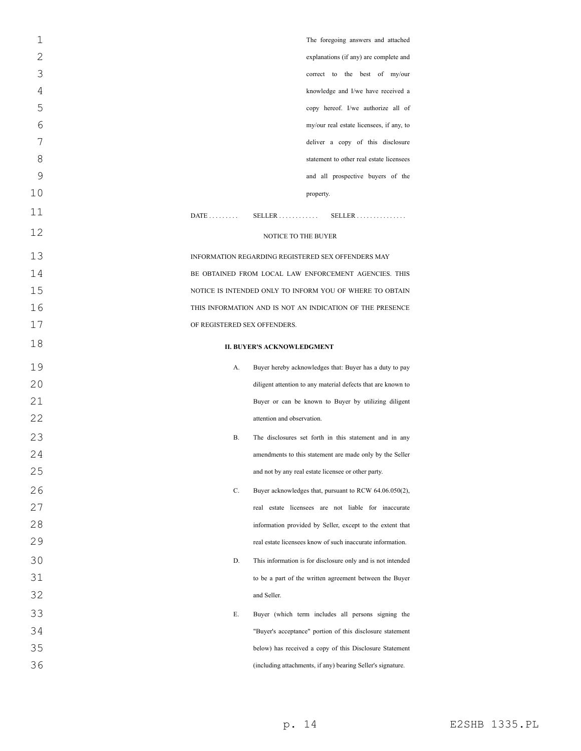The foregoing answers and attached explanations (if any) are complete and correct to the best of my/our knowledge and I/we have received a copy hereof. I/we authorize all of my/our real estate licensees, if any, to deliver a copy of this disclosure statement to other real estate licensees and all prospective buyers of the property.

DATE . . . . . . . . . SELLER . . . . . . . . . . . . SELLER . . . . . . . . . . . . . . .

NOTICE TO THE BUYER

INFORMATION REGARDING REGISTERED SEX OFFENDERS MAY BE OBTAINED FROM LOCAL LAW ENFORCEMENT AGENCIES. THIS NOTICE IS INTENDED ONLY TO INFORM YOU OF WHERE TO OBTAIN THIS INFORMATION AND IS NOT AN INDICATION OF THE PRESENCE OF REGISTERED SEX OFFENDERS.

**II. BUYER'S ACKNOWLEDGMENT**

A. Buyer hereby acknowledges that: Buyer has a duty to pay diligent attention to any material defects that are known to Buyer or can be known to Buyer by utilizing diligent attention and observation.

B. The disclosures set forth in this statement and in any amendments to this statement are made only by the Seller and not by any real estate licensee or other party.

C. Buyer acknowledges that, pursuant to RCW 64.06.050(2), real estate licensees are not liable for inaccurate information provided by Seller, except to the extent that real estate licensees know of such inaccurate information.

D. This information is for disclosure only and is not intended to be a part of the written agreement between the Buyer and Seller.

E. Buyer (which term includes all persons signing the "Buyer's acceptance" portion of this disclosure statement below) has received a copy of this Disclosure Statement (including attachments, if any) bearing Seller's signature.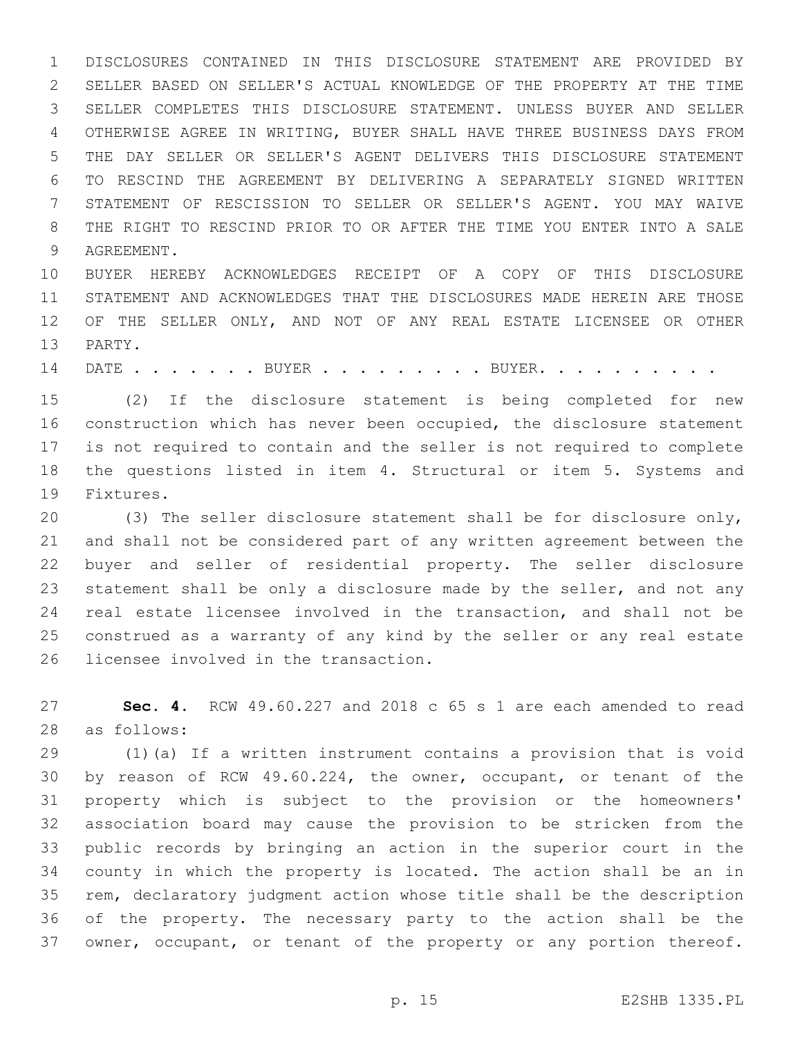DISCLOSURES CONTAINED IN THIS DISCLOSURE STATEMENT ARE PROVIDED BY SELLER BASED ON SELLER'S ACTUAL KNOWLEDGE OF THE PROPERTY AT THE TIME SELLER COMPLETES THIS DISCLOSURE STATEMENT. UNLESS BUYER AND SELLER OTHERWISE AGREE IN WRITING, BUYER SHALL HAVE THREE BUSINESS DAYS FROM THE DAY SELLER OR SELLER'S AGENT DELIVERS THIS DISCLOSURE STATEMENT TO RESCIND THE AGREEMENT BY DELIVERING A SEPARATELY SIGNED WRITTEN STATEMENT OF RESCISSION TO SELLER OR SELLER'S AGENT. YOU MAY WAIVE THE RIGHT TO RESCIND PRIOR TO OR AFTER THE TIME YOU ENTER INTO A SALE AGREEMENT.

BUYER HEREBY ACKNOWLEDGES RECEIPT OF A COPY OF THIS DISCLOSURE STATEMENT AND ACKNOWLEDGES THAT THE DISCLOSURES MADE HEREIN ARE THOSE OF THE SELLER ONLY, AND NOT OF ANY REAL ESTATE LICENSEE OR OTHER PARTY.

DATE . . . . . . . BUYER . . . . . . . . . BUYER. . . . . . . . . .

(2) If the disclosure statement is being completed for new construction which has never been occupied, the disclosure statement is not required to contain and the seller is not required to complete the questions listed in item 4. Structural or item 5. Systems and Fixtures.

(3) The seller disclosure statement shall be for disclosure only, and shall not be considered part of any written agreement between the buyer and seller of residential property. The seller disclosure statement shall be only a disclosure made by the seller, and not any real estate licensee involved in the transaction, and shall not be construed as a warranty of any kind by the seller or any real estate licensee involved in the transaction.

**Sec. 4.** RCW 49.60.227 and 2018 c 65 s 1 are each amended to read as follows:

(1)(a) If a written instrument contains a provision that is void by reason of RCW 49.60.224, the owner, occupant, or tenant of the property which is subject to the provision or the homeowners' association board may cause the provision to be stricken from the public records by bringing an action in the superior court in the county in which the property is located. The action shall be an in rem, declaratory judgment action whose title shall be the description of the property. The necessary party to the action shall be the owner, occupant, or tenant of the property or any portion thereof.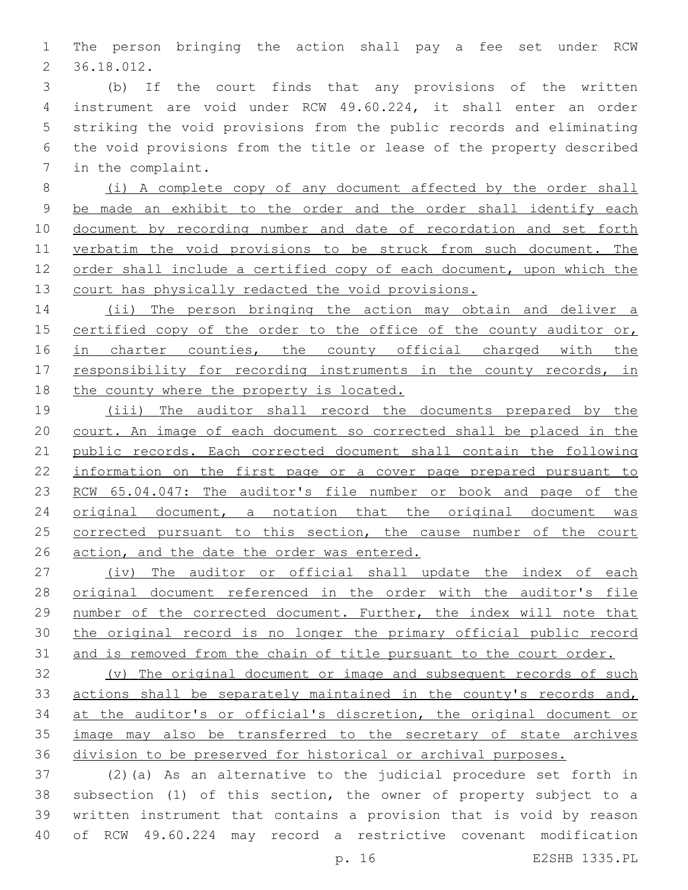The person bringing the action shall pay a fee set under RCW 36.18.012.

(b) If the court finds that any provisions of the written instrument are void under RCW 49.60.224, it shall enter an order striking the void provisions from the public records and eliminating the void provisions from the title or lease of the property described in the complaint.

(i) A complete copy of any document affected by the order shall be made an exhibit to the order and the order shall identify each document by recording number and date of recordation and set forth verbatim the void provisions to be struck from such document. The order shall include a certified copy of each document, upon which the court has physically redacted the void provisions.

(ii) The person bringing the action may obtain and deliver a certified copy of the order to the office of the county auditor or, in charter counties, the county official charged with the responsibility for recording instruments in the county records, in the county where the property is located.

(iii) The auditor shall record the documents prepared by the court. An image of each document so corrected shall be placed in the public records. Each corrected document shall contain the following information on the first page or a cover page prepared pursuant to RCW 65.04.047: The auditor's file number or book and page of the original document, a notation that the original document was corrected pursuant to this section, the cause number of the court action, and the date the order was entered.

(iv) The auditor or official shall update the index of each original document referenced in the order with the auditor's file number of the corrected document. Further, the index will note that the original record is no longer the primary official public record and is removed from the chain of title pursuant to the court order.

(v) The original document or image and subsequent records of such actions shall be separately maintained in the county's records and, at the auditor's or official's discretion, the original document or image may also be transferred to the secretary of state archives division to be preserved for historical or archival purposes.

(2)(a) As an alternative to the judicial procedure set forth in subsection (1) of this section, the owner of property subject to a written instrument that contains a provision that is void by reason of RCW 49.60.224 may record a restrictive covenant modification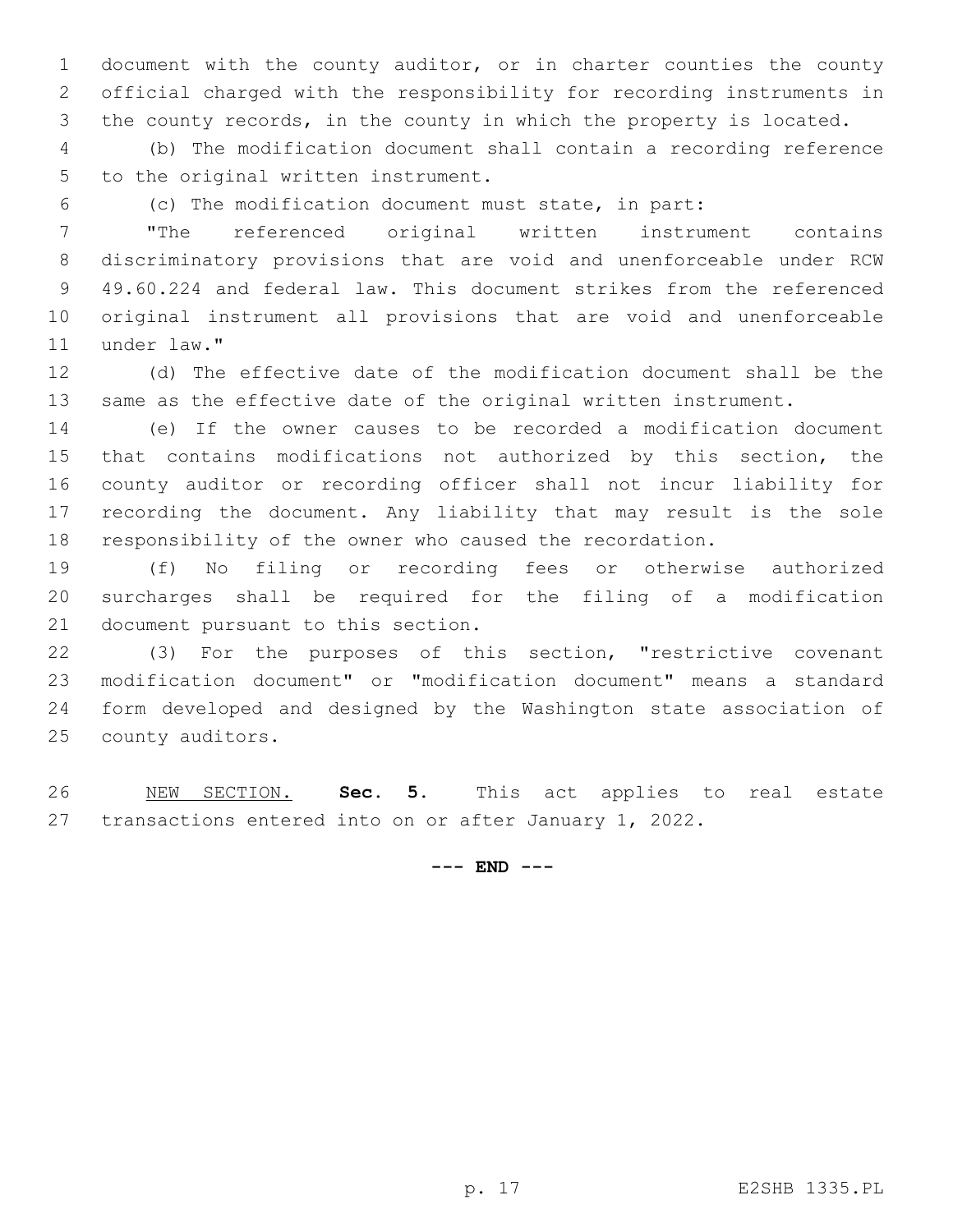document with the county auditor, or in charter counties the county official charged with the responsibility for recording instruments in the county records, in the county in which the property is located.

(b) The modification document shall contain a recording reference to the original written instrument.

(c) The modification document must state, in part:

"The referenced original written instrument contains discriminatory provisions that are void and unenforceable under RCW 49.60.224 and federal law. This document strikes from the referenced original instrument all provisions that are void and unenforceable under law."

(d) The effective date of the modification document shall be the same as the effective date of the original written instrument.

(e) If the owner causes to be recorded a modification document that contains modifications not authorized by this section, the county auditor or recording officer shall not incur liability for recording the document. Any liability that may result is the sole responsibility of the owner who caused the recordation.

(f) No filing or recording fees or otherwise authorized surcharges shall be required for the filing of a modification document pursuant to this section.

(3) For the purposes of this section, "restrictive covenant modification document" or "modification document" means a standard form developed and designed by the Washington state association of county auditors.

NEW SECTION. **Sec. 5.** This act applies to real estate transactions entered into on or after January 1, 2022.

**--- END ---**